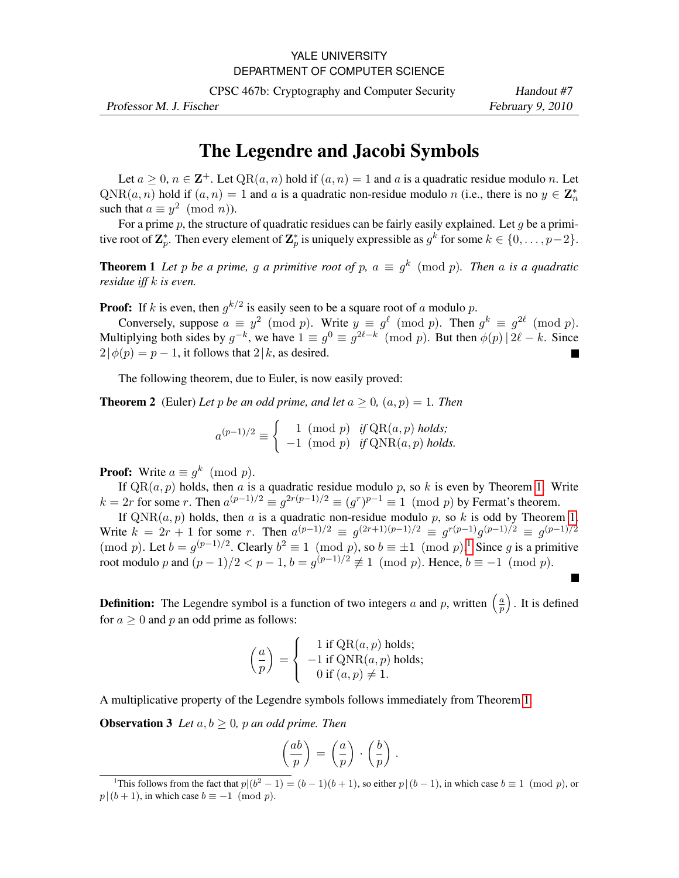YALE UNIVERSITY
DEPARTMENT OF COMPUTER SCIENCE

CPSC 467b: Cryptography and Computer Security — *Handout #7*

*Professor M. J. Fischer* — *February 9, 2010*

# The Legendre and Jacobi Symbols

Let $a \geq 0$, $n \in \mathbf{Z}^+$. Let $\mathrm{QR}(a, n)$ hold if $(a, n) = 1$ and $a$ is a quadratic residue modulo $n$. Let $\mathrm{QNR}(a, n)$ hold if $(a, n) = 1$ and $a$ is a quadratic non-residue modulo $n$ (i.e., there is no $y \in \mathbf{Z}_n^*$ such that $a \equiv y^2 \pmod{n}$).

For a prime $p$, the structure of quadratic residues can be fairly easily explained. Let $g$ be a primitive root of $\mathbf{Z}_p^*$. Then every element of $\mathbf{Z}_p^*$ is uniquely expressible as $g^k$ for some $k \in \{0, \ldots, p-2\}$.

**Theorem 1** *Let $p$ be a prime, $g$ a primitive root of $p$, $a \equiv g^k \pmod{p}$. Then $a$ is a quadratic residue iff $k$ is even.*

**Proof:** If $k$ is even, then $g^{k/2}$ is easily seen to be a square root of $a$ modulo $p$.

Conversely, suppose $a \equiv y^2 \pmod{p}$. Write $y \equiv g^\ell \pmod{p}$. Then $g^k \equiv g^{2\ell} \pmod{p}$. Multiplying both sides by $g^{-k}$, we have $1 \equiv g^0 \equiv g^{2\ell - k} \pmod{p}$. But then $\phi(p) \mid 2\ell - k$. Since $2 \mid \phi(p) = p - 1$, it follows that $2 \mid k$, as desired. ∎

The following theorem, due to Euler, is now easily proved:

**Theorem 2** (Euler) *Let $p$ be an odd prime, and let $a \geq 0$, $(a, p) = 1$. Then*

$$a^{(p-1)/2} \equiv \begin{cases} 1 \pmod{p} & \text{if } \mathrm{QR}(a,p) \text{ holds;} \\ -1 \pmod{p} & \text{if } \mathrm{QNR}(a,p) \text{ holds.} \end{cases}$$

**Proof:** Write $a \equiv g^k \pmod{p}$.

If $\mathrm{QR}(a, p)$ holds, then $a$ is a quadratic residue modulo $p$, so $k$ is even by Theorem 1. Write $k = 2r$ for some $r$. Then $a^{(p-1)/2} \equiv g^{2r(p-1)/2} \equiv (g^r)^{p-1} \equiv 1 \pmod{p}$ by Fermat's theorem.

If $\mathrm{QNR}(a, p)$ holds, then $a$ is a quadratic non-residue modulo $p$, so $k$ is odd by Theorem 1. Write $k = 2r + 1$ for some $r$. Then $a^{(p-1)/2} \equiv g^{(2r+1)(p-1)/2} \equiv g^{r(p-1)} g^{(p-1)/2} \equiv g^{(p-1)/2} \pmod{p}$. Let $b = g^{(p-1)/2}$. Clearly $b^2 \equiv 1 \pmod{p}$, so $b \equiv \pm 1 \pmod{p}$.[1] Since $g$ is a primitive root modulo $p$ and $(p-1)/2 < p - 1$, $b = g^{(p-1)/2} \not\equiv 1 \pmod{p}$. Hence, $b \equiv -1 \pmod{p}$. ∎

**Definition:** The Legendre symbol is a function of two integers $a$ and $p$, written $\left(\frac{a}{p}\right)$. It is defined for $a \geq 0$ and $p$ an odd prime as follows:

$$\left(\frac{a}{p}\right) = \begin{cases} 1 \text{ if } \mathrm{QR}(a,p) \text{ holds;} \\ -1 \text{ if } \mathrm{QNR}(a,p) \text{ holds;} \\ 0 \text{ if } (a,p) \neq 1. \end{cases}$$

A multiplicative property of the Legendre symbols follows immediately from Theorem 1.

**Observation 3** *Let $a, b \geq 0$, $p$ an odd prime. Then*

$$\left(\frac{ab}{p}\right) = \left(\frac{a}{p}\right) \cdot \left(\frac{b}{p}\right).$$

[1] This follows from the fact that $p \mid (b^2 - 1) = (b-1)(b+1)$, so either $p \mid (b-1)$, in which case $b \equiv 1 \pmod{p}$, or $p \mid (b+1)$, in which case $b \equiv -1 \pmod{p}$.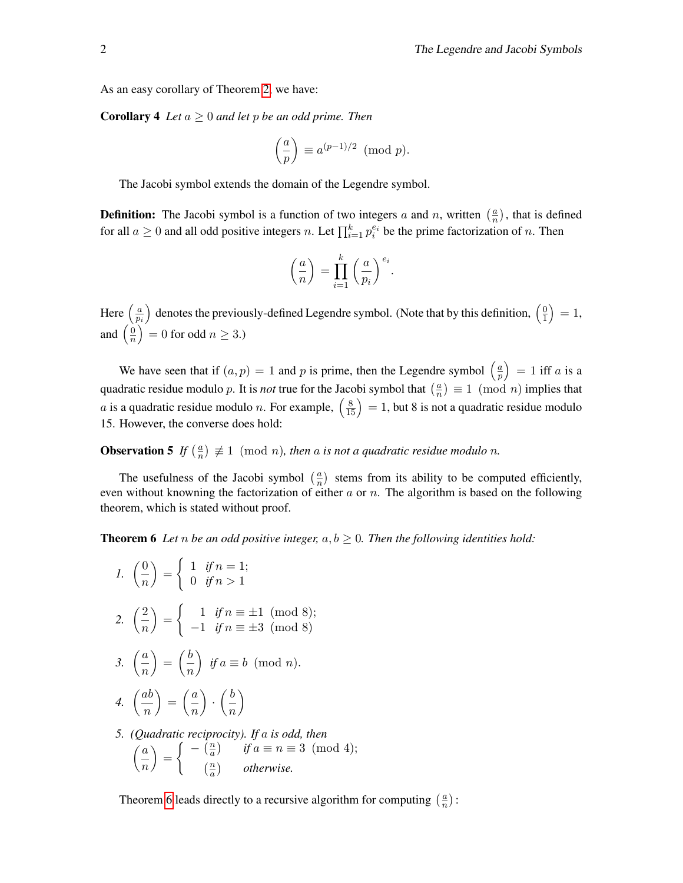As an easy corollary of Theorem 2, we have:

**Corollary 4** *Let $a \geq 0$ and let $p$ be an odd prime. Then*

$$\left(\frac{a}{p}\right) \equiv a^{(p-1)/2} \pmod{p}.$$

The Jacobi symbol extends the domain of the Legendre symbol.

**Definition:** The Jacobi symbol is a function of two integers $a$ and $n$, written $\left(\frac{a}{n}\right)$, that is defined for all $a \geq 0$ and all odd positive integers $n$. Let $\prod_{i=1}^{k} p_i^{e_i}$ be the prime factorization of $n$. Then

$$\left(\frac{a}{n}\right) = \prod_{i=1}^{k} \left(\frac{a}{p_i}\right)^{e_i}.$$

Here $\left(\frac{a}{p_i}\right)$ denotes the previously-defined Legendre symbol. (Note that by this definition, $\left(\frac{0}{1}\right) = 1$, and $\left(\frac{0}{n}\right) = 0$ for odd $n \geq 3$.)

We have seen that if $(a, p) = 1$ and $p$ is prime, then the Legendre symbol $\left(\frac{a}{p}\right) = 1$ iff $a$ is a quadratic residue modulo $p$. It is *not* true for the Jacobi symbol that $\left(\frac{a}{n}\right) \equiv 1 \pmod{n}$ implies that $a$ is a quadratic residue modulo $n$. For example, $\left(\frac{8}{15}\right) = 1$, but 8 is not a quadratic residue modulo 15. However, the converse does hold:

**Observation 5** *If $\left(\frac{a}{n}\right) \not\equiv 1 \pmod{n}$, then $a$ is not a quadratic residue modulo $n$.*

The usefulness of the Jacobi symbol $\left(\frac{a}{n}\right)$ stems from its ability to be computed efficiently, even without knowning the factorization of either $a$ or $n$. The algorithm is based on the following theorem, which is stated without proof.

**Theorem 6** *Let $n$ be an odd positive integer, $a, b \geq 0$. Then the following identities hold:*

1. $\left(\frac{0}{n}\right) = \begin{cases} 1 & \text{if } n = 1; \\ 0 & \text{if } n > 1 \end{cases}$

2. $\left(\frac{2}{n}\right) = \begin{cases} 1 & \text{if } n \equiv \pm 1 \pmod{8}; \\ -1 & \text{if } n \equiv \pm 3 \pmod{8} \end{cases}$

3. $\left(\frac{a}{n}\right) = \left(\frac{b}{n}\right)$ *if* $a \equiv b \pmod{n}$.

4. $\left(\frac{ab}{n}\right) = \left(\frac{a}{n}\right) \cdot \left(\frac{b}{n}\right)$

5. *(Quadratic reciprocity). If $a$ is odd, then*
   $\left(\frac{a}{n}\right) = \begin{cases} -\left(\frac{n}{a}\right) & \text{if } a \equiv n \equiv 3 \pmod{4}; \\ \left(\frac{n}{a}\right) & \text{otherwise.} \end{cases}$

Theorem 6 leads directly to a recursive algorithm for computing $\left(\frac{a}{n}\right)$: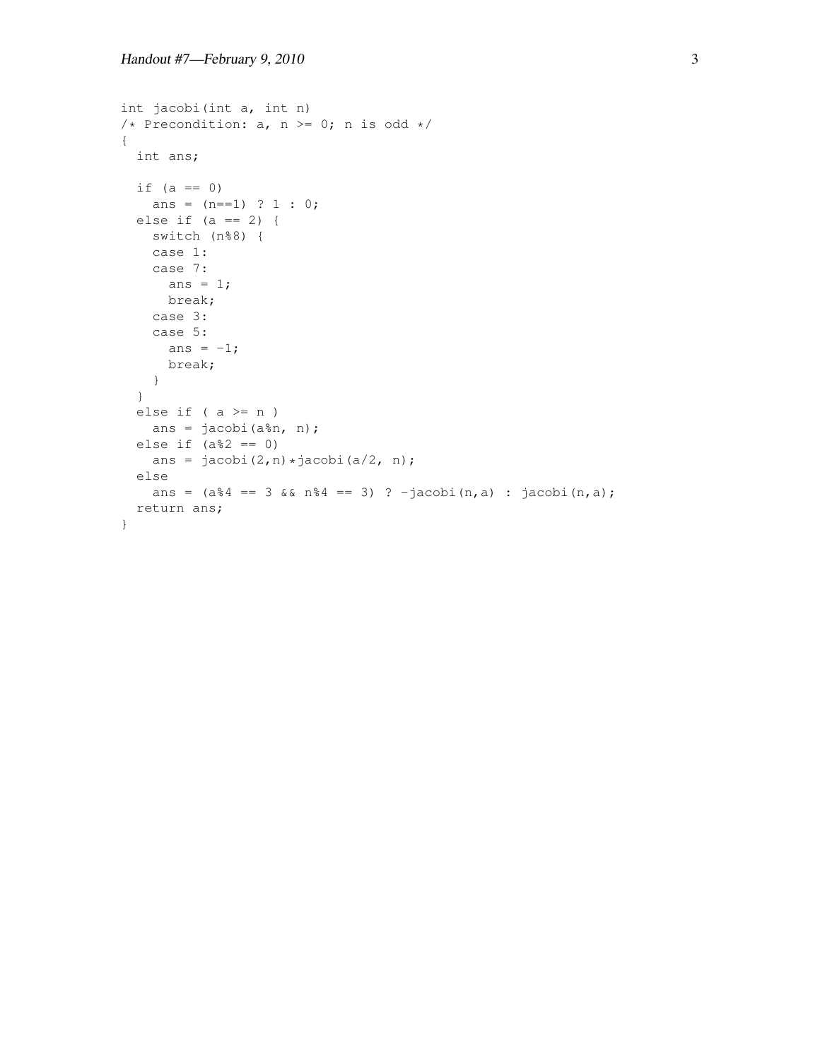```c
int jacobi(int a, int n)
/* Precondition: a, n >= 0; n is odd */
{
  int ans;

  if (a == 0)
    ans = (n==1) ? 1 : 0;
  else if (a == 2) {
    switch (n%8) {
    case 1:
    case 7:
      ans = 1;
      break;
    case 3:
    case 5:
      ans = -1;
      break;
    }
  }
  else if ( a >= n )
    ans = jacobi(a%n, n);
  else if (a%2 == 0)
    ans = jacobi(2,n)*jacobi(a/2, n);
  else
    ans = (a%4 == 3 && n%4 == 3) ? -jacobi(n,a) : jacobi(n,a);
  return ans;
}
```